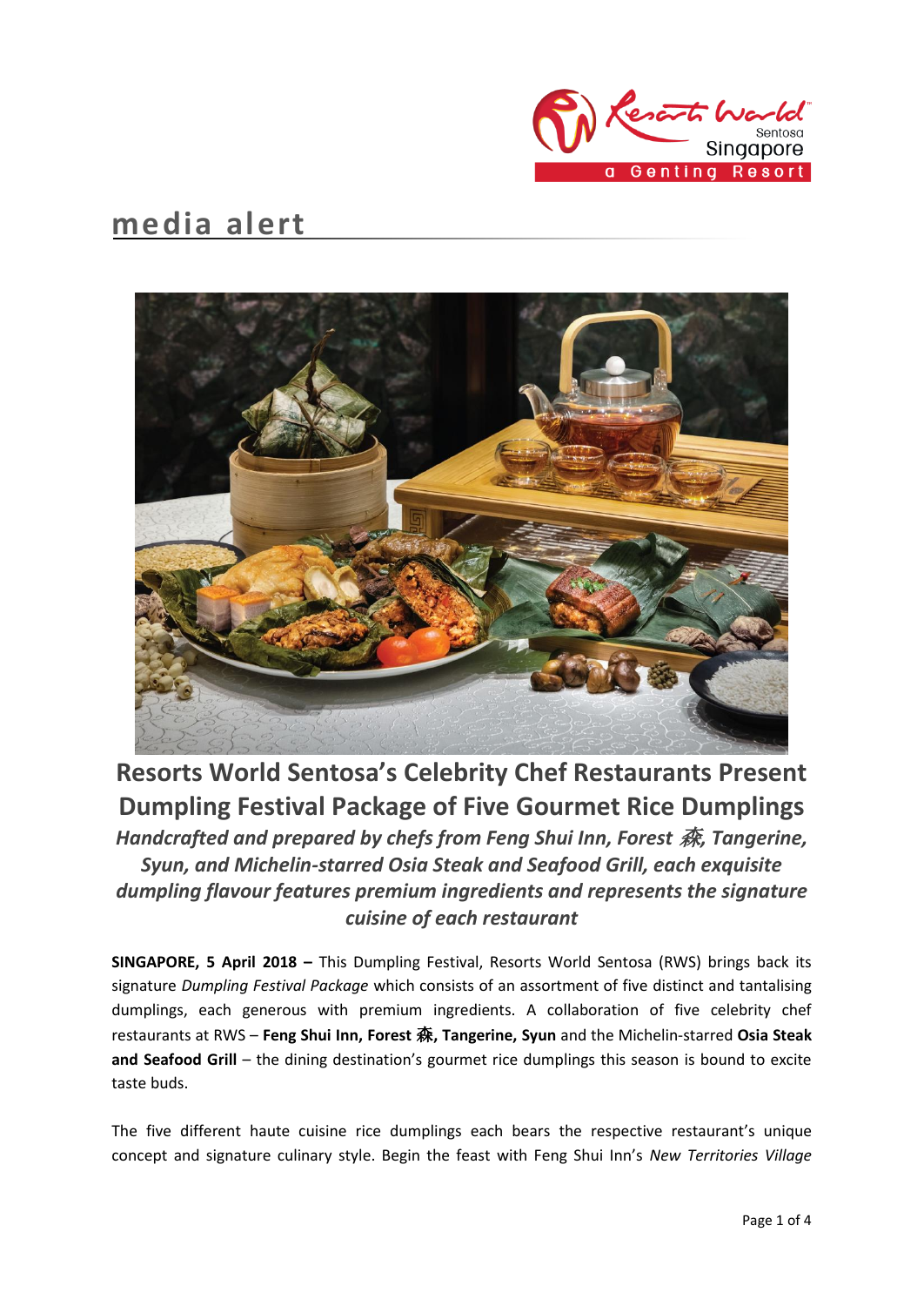media alert

# Resorts World Sentosa's Celebrity Chef Restaurants Present Dumpling Festival Package of Five Gourmet Rice Dumplings

***Handcrafted and prepared by chefs from Feng Shui Inn, Forest 森, Tangerine, Syun, and Michelin-starred Osia Steak and Seafood Grill, each exquisite dumpling flavour features premium ingredients and represents the signature cuisine of each restaurant***

**SINGAPORE, 5 April 2018 –** This Dumpling Festival, Resorts World Sentosa (RWS) brings back its signature *Dumpling Festival Package* which consists of an assortment of five distinct and tantalising dumplings, each generous with premium ingredients. A collaboration of five celebrity chef restaurants at RWS – **Feng Shui Inn, Forest 森, Tangerine, Syun** and the Michelin-starred **Osia Steak and Seafood Grill** – the dining destination's gourmet rice dumplings this season is bound to excite taste buds.

The five different haute cuisine rice dumplings each bears the respective restaurant's unique concept and signature culinary style. Begin the feast with Feng Shui Inn's *New Territories Village*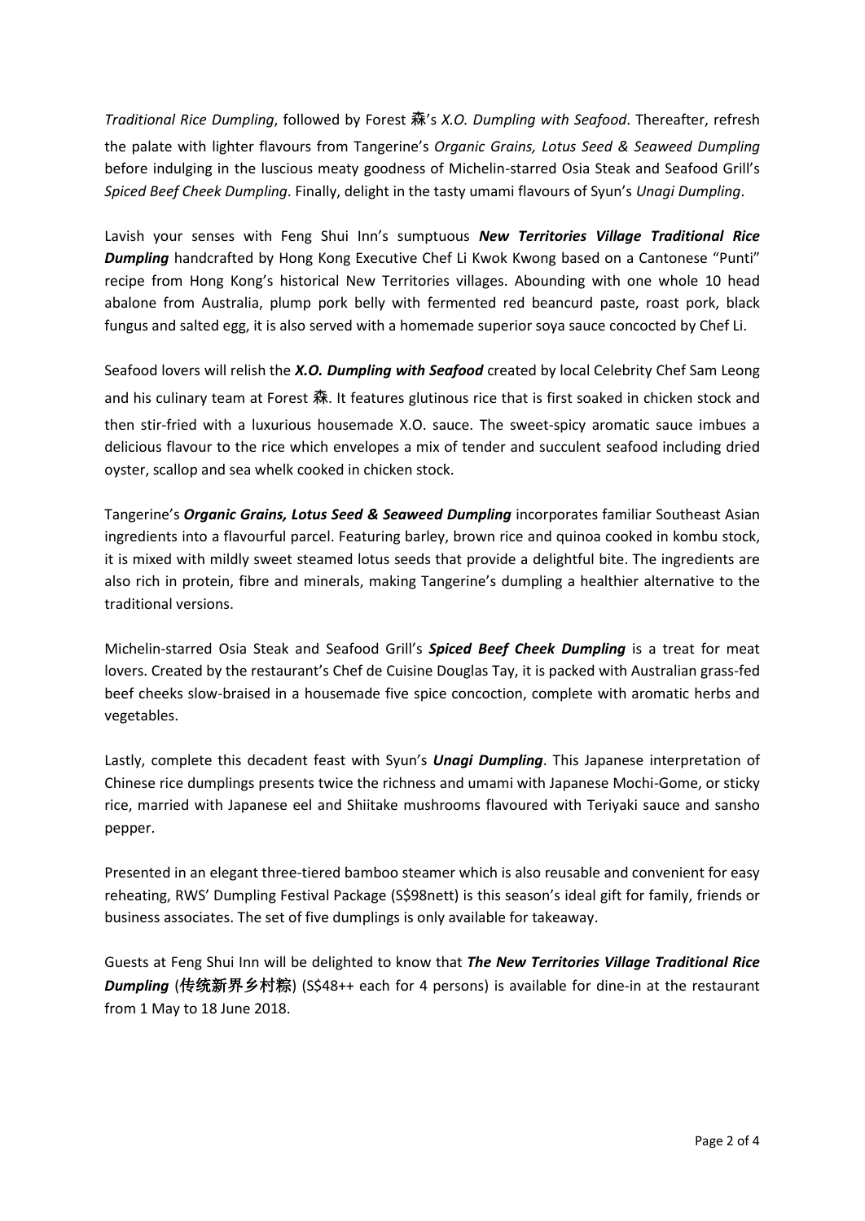*Traditional Rice Dumpling*, followed by Forest 森's *X.O. Dumpling with Seafood*. Thereafter, refresh the palate with lighter flavours from Tangerine's *Organic Grains, Lotus Seed & Seaweed Dumpling* before indulging in the luscious meaty goodness of Michelin-starred Osia Steak and Seafood Grill's *Spiced Beef Cheek Dumpling*. Finally, delight in the tasty umami flavours of Syun's *Unagi Dumpling*.

Lavish your senses with Feng Shui Inn's sumptuous ***New Territories Village Traditional Rice Dumpling*** handcrafted by Hong Kong Executive Chef Li Kwok Kwong based on a Cantonese "Punti" recipe from Hong Kong's historical New Territories villages. Abounding with one whole 10 head abalone from Australia, plump pork belly with fermented red beancurd paste, roast pork, black fungus and salted egg, it is also served with a homemade superior soya sauce concocted by Chef Li.

Seafood lovers will relish the ***X.O. Dumpling with Seafood*** created by local Celebrity Chef Sam Leong and his culinary team at Forest 森. It features glutinous rice that is first soaked in chicken stock and then stir-fried with a luxurious housemade X.O. sauce. The sweet-spicy aromatic sauce imbues a delicious flavour to the rice which envelopes a mix of tender and succulent seafood including dried oyster, scallop and sea whelk cooked in chicken stock.

Tangerine's ***Organic Grains, Lotus Seed & Seaweed Dumpling*** incorporates familiar Southeast Asian ingredients into a flavourful parcel. Featuring barley, brown rice and quinoa cooked in kombu stock, it is mixed with mildly sweet steamed lotus seeds that provide a delightful bite. The ingredients are also rich in protein, fibre and minerals, making Tangerine's dumpling a healthier alternative to the traditional versions.

Michelin-starred Osia Steak and Seafood Grill's ***Spiced Beef Cheek Dumpling*** is a treat for meat lovers. Created by the restaurant's Chef de Cuisine Douglas Tay, it is packed with Australian grass-fed beef cheeks slow-braised in a housemade five spice concoction, complete with aromatic herbs and vegetables.

Lastly, complete this decadent feast with Syun's ***Unagi Dumpling***. This Japanese interpretation of Chinese rice dumplings presents twice the richness and umami with Japanese Mochi-Gome, or sticky rice, married with Japanese eel and Shiitake mushrooms flavoured with Teriyaki sauce and sansho pepper.

Presented in an elegant three-tiered bamboo steamer which is also reusable and convenient for easy reheating, RWS' Dumpling Festival Package (S$98nett) is this season's ideal gift for family, friends or business associates. The set of five dumplings is only available for takeaway.

Guests at Feng Shui Inn will be delighted to know that ***The New Territories Village Traditional Rice Dumpling*** (**传统新界乡村粽**) (S$48++ each for 4 persons) is available for dine-in at the restaurant from 1 May to 18 June 2018.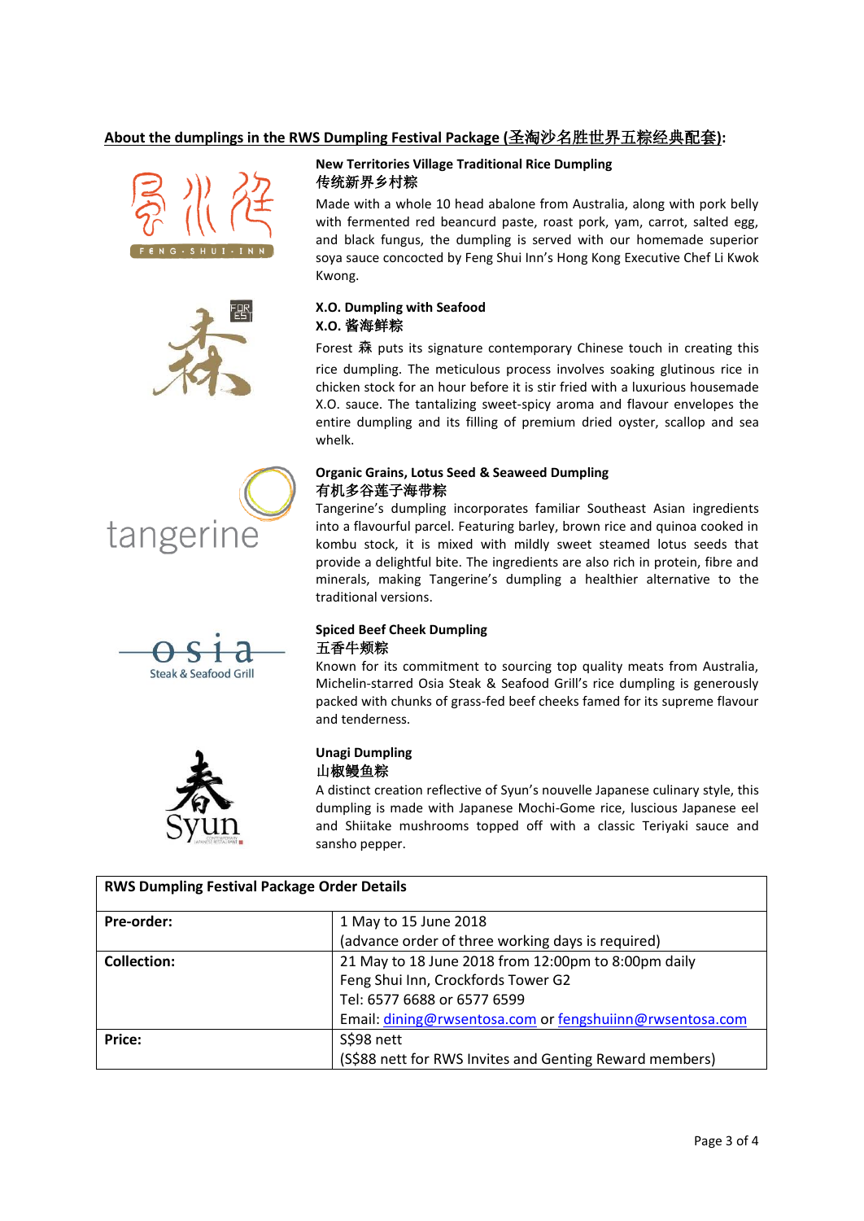**About the dumplings in the RWS Dumpling Festival Package (圣淘沙名胜世界五粽经典配套):**

**New Territories Village Traditional Rice Dumpling**
**传统新界乡村粽**

Made with a whole 10 head abalone from Australia, along with pork belly with fermented red beancurd paste, roast pork, yam, carrot, salted egg, and black fungus, the dumpling is served with our homemade superior soya sauce concocted by Feng Shui Inn's Hong Kong Executive Chef Li Kwok Kwong.

**X.O. Dumpling with Seafood**
**X.O. 酱海鲜粽**

Forest 森 puts its signature contemporary Chinese touch in creating this rice dumpling. The meticulous process involves soaking glutinous rice in chicken stock for an hour before it is stir fried with a luxurious housemade X.O. sauce. The tantalizing sweet-spicy aroma and flavour envelopes the entire dumpling and its filling of premium dried oyster, scallop and sea whelk.

**Organic Grains, Lotus Seed & Seaweed Dumpling**
**有机多谷莲子海带粽**

Tangerine's dumpling incorporates familiar Southeast Asian ingredients into a flavourful parcel. Featuring barley, brown rice and quinoa cooked in kombu stock, it is mixed with mildly sweet steamed lotus seeds that provide a delightful bite. The ingredients are also rich in protein, fibre and minerals, making Tangerine's dumpling a healthier alternative to the traditional versions.

**Spiced Beef Cheek Dumpling**
**五香牛颊粽**

Known for its commitment to sourcing top quality meats from Australia, Michelin-starred Osia Steak & Seafood Grill's rice dumpling is generously packed with chunks of grass-fed beef cheeks famed for its supreme flavour and tenderness.

**Unagi Dumpling**
**山椒鳗鱼粽**

A distinct creation reflective of Syun's nouvelle Japanese culinary style, this dumpling is made with Japanese Mochi-Gome rice, luscious Japanese eel and Shiitake mushrooms topped off with a classic Teriyaki sauce and sansho pepper.

| **RWS Dumpling Festival Package Order Details** | |
|---|---|
| **Pre-order:** | 1 May to 15 June 2018<br>(advance order of three working days is required) |
| **Collection:** | 21 May to 18 June 2018 from 12:00pm to 8:00pm daily<br>Feng Shui Inn, Crockfords Tower G2<br>Tel: 6577 6688 or 6577 6599<br>Email: dining@rwsentosa.com or fengshuiinn@rwsentosa.com |
| **Price:** | S$98 nett<br>(S$88 nett for RWS Invites and Genting Reward members) |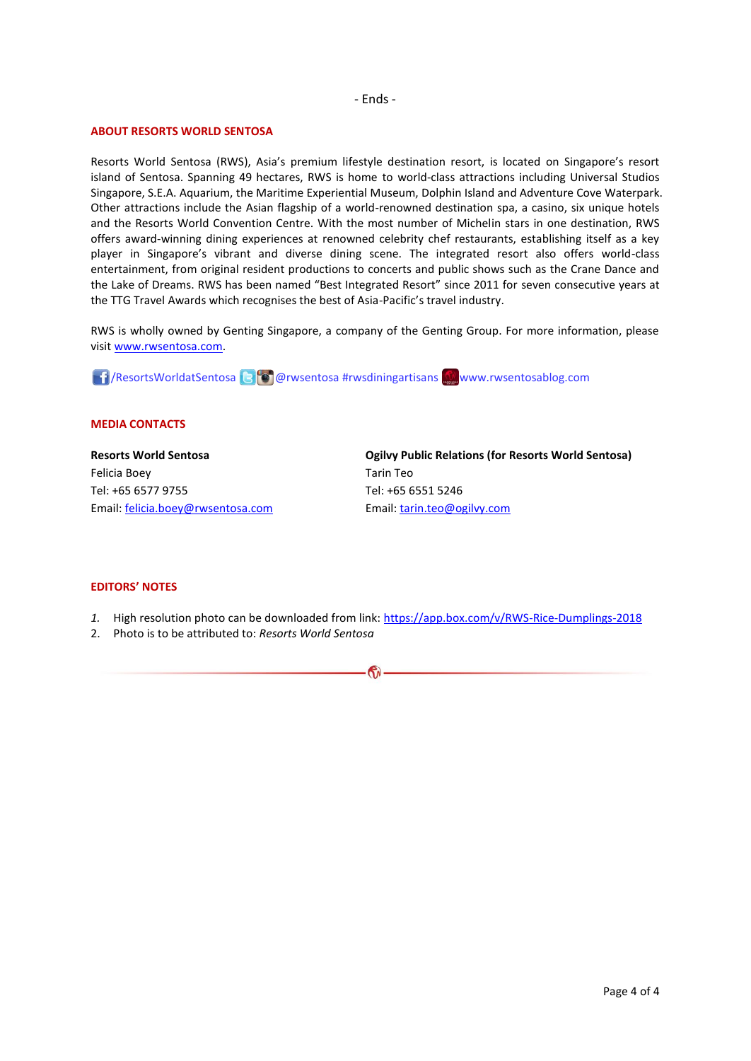- Ends -

## ABOUT RESORTS WORLD SENTOSA

Resorts World Sentosa (RWS), Asia's premium lifestyle destination resort, is located on Singapore's resort island of Sentosa. Spanning 49 hectares, RWS is home to world-class attractions including Universal Studios Singapore, S.E.A. Aquarium, the Maritime Experiential Museum, Dolphin Island and Adventure Cove Waterpark. Other attractions include the Asian flagship of a world-renowned destination spa, a casino, six unique hotels and the Resorts World Convention Centre. With the most number of Michelin stars in one destination, RWS offers award-winning dining experiences at renowned celebrity chef restaurants, establishing itself as a key player in Singapore's vibrant and diverse dining scene. The integrated resort also offers world-class entertainment, from original resident productions to concerts and public shows such as the Crane Dance and the Lake of Dreams. RWS has been named "Best Integrated Resort" since 2011 for seven consecutive years at the TTG Travel Awards which recognises the best of Asia-Pacific's travel industry.

RWS is wholly owned by Genting Singapore, a company of the Genting Group. For more information, please visit www.rwsentosa.com.

/ResortsWorldatSentosa @rwsentosa #rwsdiningartisans www.rwsentosablog.com

## MEDIA CONTACTS

**Resorts World Sentosa**
Felicia Boey
Tel: +65 6577 9755
Email: felicia.boey@rwsentosa.com

**Ogilvy Public Relations (for Resorts World Sentosa)**
Tarin Teo
Tel: +65 6551 5246
Email: tarin.teo@ogilvy.com

## EDITORS' NOTES

1. High resolution photo can be downloaded from link: https://app.box.com/v/RWS-Rice-Dumplings-2018
2. Photo is to be attributed to: *Resorts World Sentosa*